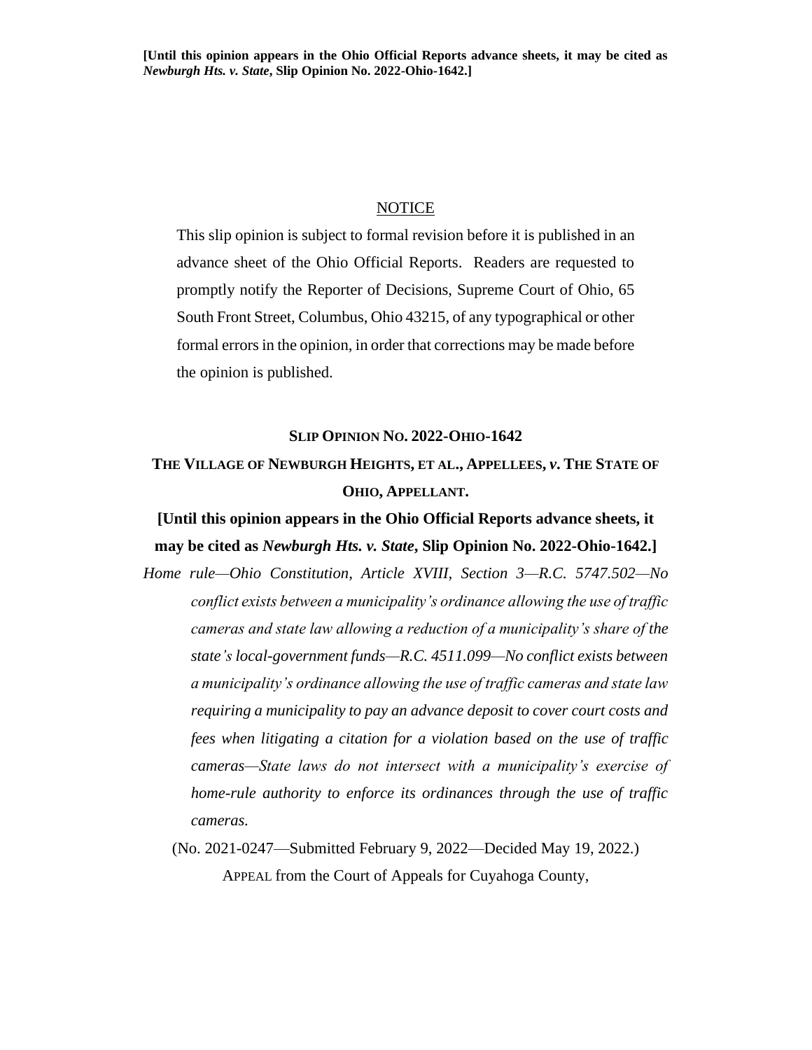**[Until this opinion appears in the Ohio Official Reports advance sheets, it may be cited as *Newburgh Hts. v. State*, Slip Opinion No. 2022-Ohio-1642.]**

NOTICE

This slip opinion is subject to formal revision before it is published in an advance sheet of the Ohio Official Reports. Readers are requested to promptly notify the Reporter of Decisions, Supreme Court of Ohio, 65 South Front Street, Columbus, Ohio 43215, of any typographical or other formal errors in the opinion, in order that corrections may be made before the opinion is published.

**SLIP OPINION NO. 2022-OHIO-1642**

**THE VILLAGE OF NEWBURGH HEIGHTS, ET AL., APPELLEES, *v.* THE STATE OF OHIO, APPELLANT.**

**[Until this opinion appears in the Ohio Official Reports advance sheets, it may be cited as *Newburgh Hts. v. State*, Slip Opinion No. 2022-Ohio-1642.]**

*Home rule—Ohio Constitution, Article XVIII, Section 3—R.C. 5747.502—No conflict exists between a municipality's ordinance allowing the use of traffic cameras and state law allowing a reduction of a municipality's share of the state's local-government funds—R.C. 4511.099—No conflict exists between a municipality's ordinance allowing the use of traffic cameras and state law requiring a municipality to pay an advance deposit to cover court costs and fees when litigating a citation for a violation based on the use of traffic cameras—State laws do not intersect with a municipality's exercise of home-rule authority to enforce its ordinances through the use of traffic cameras.*

(No. 2021-0247—Submitted February 9, 2022—Decided May 19, 2022.)

APPEAL from the Court of Appeals for Cuyahoga County,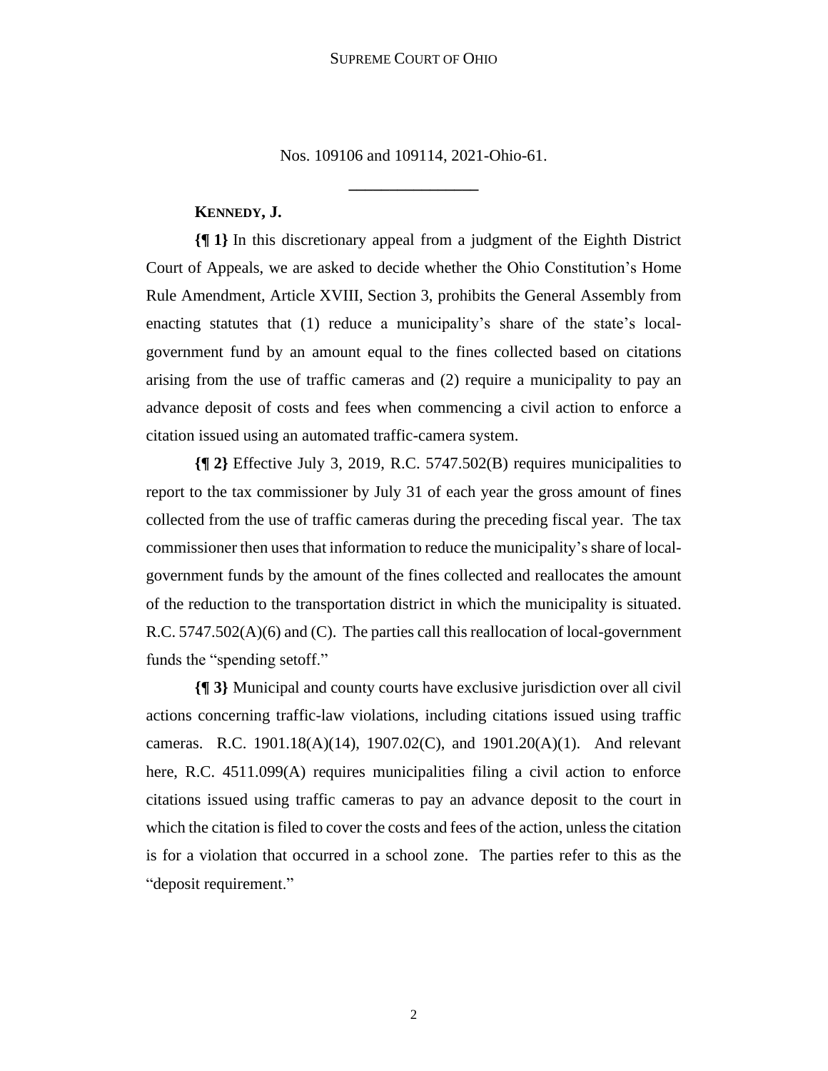Nos. 109106 and 109114, 2021-Ohio-61.

---

**KENNEDY, J.**

**{¶ 1}** In this discretionary appeal from a judgment of the Eighth District Court of Appeals, we are asked to decide whether the Ohio Constitution's Home Rule Amendment, Article XVIII, Section 3, prohibits the General Assembly from enacting statutes that (1) reduce a municipality's share of the state's local-government fund by an amount equal to the fines collected based on citations arising from the use of traffic cameras and (2) require a municipality to pay an advance deposit of costs and fees when commencing a civil action to enforce a citation issued using an automated traffic-camera system.

**{¶ 2}** Effective July 3, 2019, R.C. 5747.502(B) requires municipalities to report to the tax commissioner by July 31 of each year the gross amount of fines collected from the use of traffic cameras during the preceding fiscal year. The tax commissioner then uses that information to reduce the municipality's share of local-government funds by the amount of the fines collected and reallocates the amount of the reduction to the transportation district in which the municipality is situated. R.C. 5747.502(A)(6) and (C). The parties call this reallocation of local-government funds the "spending setoff."

**{¶ 3}** Municipal and county courts have exclusive jurisdiction over all civil actions concerning traffic-law violations, including citations issued using traffic cameras. R.C. 1901.18(A)(14), 1907.02(C), and 1901.20(A)(1). And relevant here, R.C. 4511.099(A) requires municipalities filing a civil action to enforce citations issued using traffic cameras to pay an advance deposit to the court in which the citation is filed to cover the costs and fees of the action, unless the citation is for a violation that occurred in a school zone. The parties refer to this as the "deposit requirement."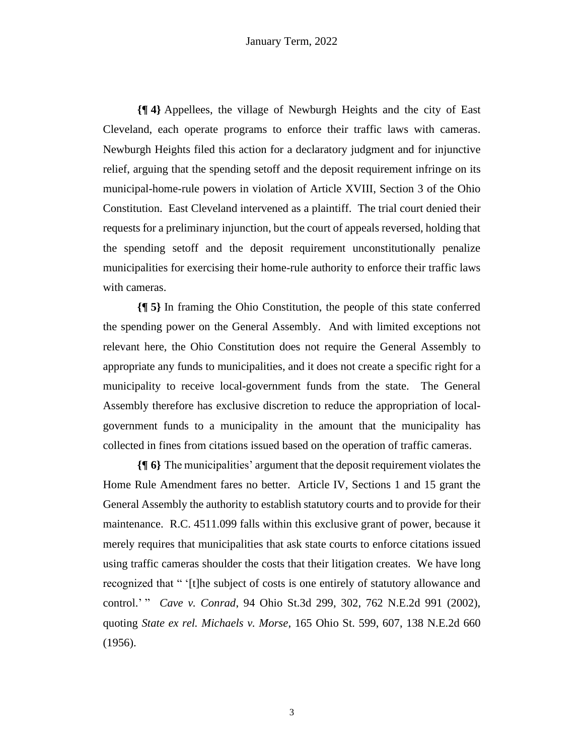**{¶ 4}** Appellees, the village of Newburgh Heights and the city of East Cleveland, each operate programs to enforce their traffic laws with cameras. Newburgh Heights filed this action for a declaratory judgment and for injunctive relief, arguing that the spending setoff and the deposit requirement infringe on its municipal-home-rule powers in violation of Article XVIII, Section 3 of the Ohio Constitution. East Cleveland intervened as a plaintiff. The trial court denied their requests for a preliminary injunction, but the court of appeals reversed, holding that the spending setoff and the deposit requirement unconstitutionally penalize municipalities for exercising their home-rule authority to enforce their traffic laws with cameras.

**{¶ 5}** In framing the Ohio Constitution, the people of this state conferred the spending power on the General Assembly. And with limited exceptions not relevant here, the Ohio Constitution does not require the General Assembly to appropriate any funds to municipalities, and it does not create a specific right for a municipality to receive local-government funds from the state. The General Assembly therefore has exclusive discretion to reduce the appropriation of local-government funds to a municipality in the amount that the municipality has collected in fines from citations issued based on the operation of traffic cameras.

**{¶ 6}** The municipalities' argument that the deposit requirement violates the Home Rule Amendment fares no better. Article IV, Sections 1 and 15 grant the General Assembly the authority to establish statutory courts and to provide for their maintenance. R.C. 4511.099 falls within this exclusive grant of power, because it merely requires that municipalities that ask state courts to enforce citations issued using traffic cameras shoulder the costs that their litigation creates. We have long recognized that " '[t]he subject of costs is one entirely of statutory allowance and control.' " *Cave v. Conrad*, 94 Ohio St.3d 299, 302, 762 N.E.2d 991 (2002), quoting *State ex rel. Michaels v. Morse*, 165 Ohio St. 599, 607, 138 N.E.2d 660 (1956).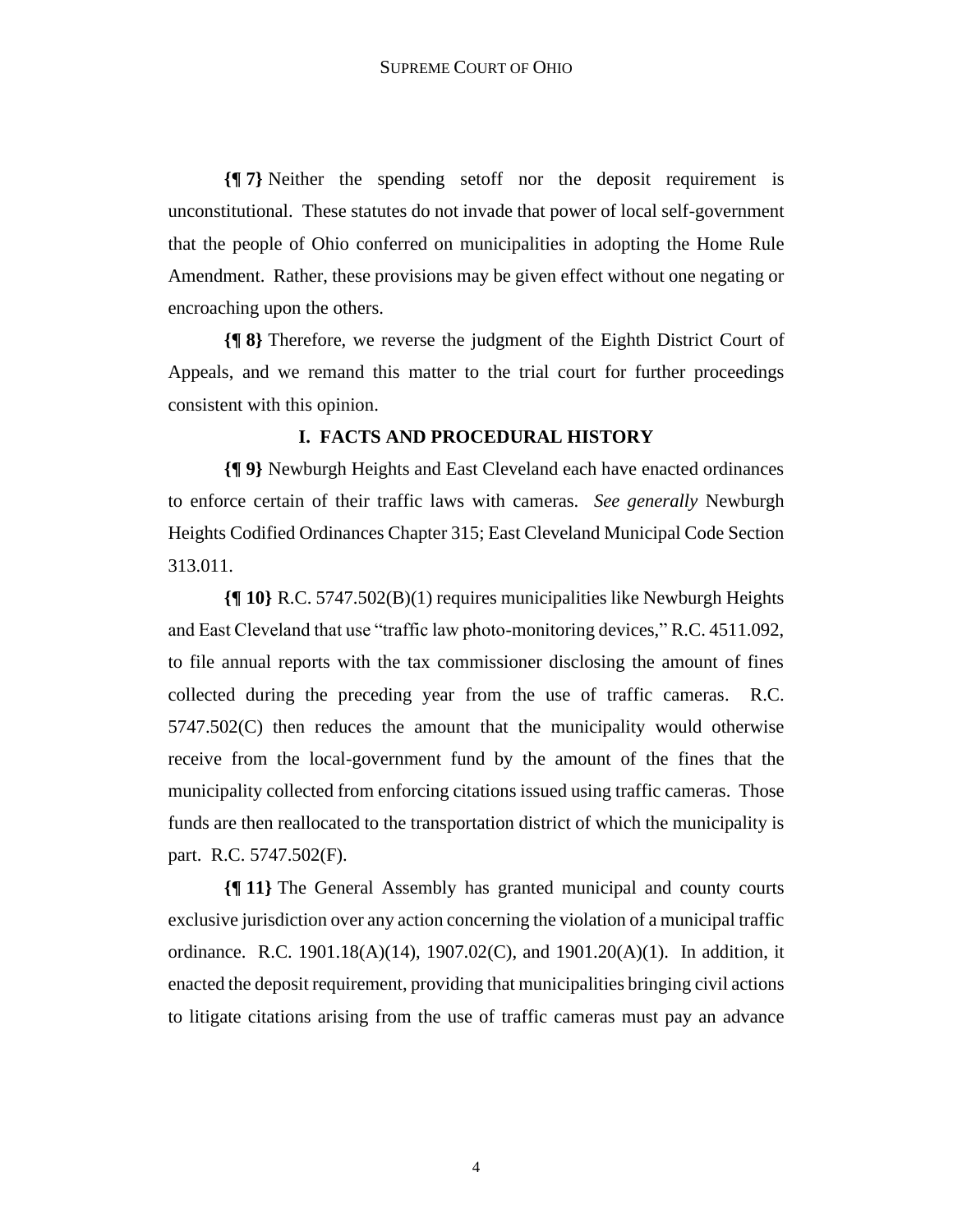**{¶ 7}** Neither the spending setoff nor the deposit requirement is unconstitutional. These statutes do not invade that power of local self-government that the people of Ohio conferred on municipalities in adopting the Home Rule Amendment. Rather, these provisions may be given effect without one negating or encroaching upon the others.

**{¶ 8}** Therefore, we reverse the judgment of the Eighth District Court of Appeals, and we remand this matter to the trial court for further proceedings consistent with this opinion.

## I. FACTS AND PROCEDURAL HISTORY

**{¶ 9}** Newburgh Heights and East Cleveland each have enacted ordinances to enforce certain of their traffic laws with cameras. *See generally* Newburgh Heights Codified Ordinances Chapter 315; East Cleveland Municipal Code Section 313.011.

**{¶ 10}** R.C. 5747.502(B)(1) requires municipalities like Newburgh Heights and East Cleveland that use "traffic law photo-monitoring devices," R.C. 4511.092, to file annual reports with the tax commissioner disclosing the amount of fines collected during the preceding year from the use of traffic cameras. R.C. 5747.502(C) then reduces the amount that the municipality would otherwise receive from the local-government fund by the amount of the fines that the municipality collected from enforcing citations issued using traffic cameras. Those funds are then reallocated to the transportation district of which the municipality is part. R.C. 5747.502(F).

**{¶ 11}** The General Assembly has granted municipal and county courts exclusive jurisdiction over any action concerning the violation of a municipal traffic ordinance. R.C. 1901.18(A)(14), 1907.02(C), and 1901.20(A)(1). In addition, it enacted the deposit requirement, providing that municipalities bringing civil actions to litigate citations arising from the use of traffic cameras must pay an advance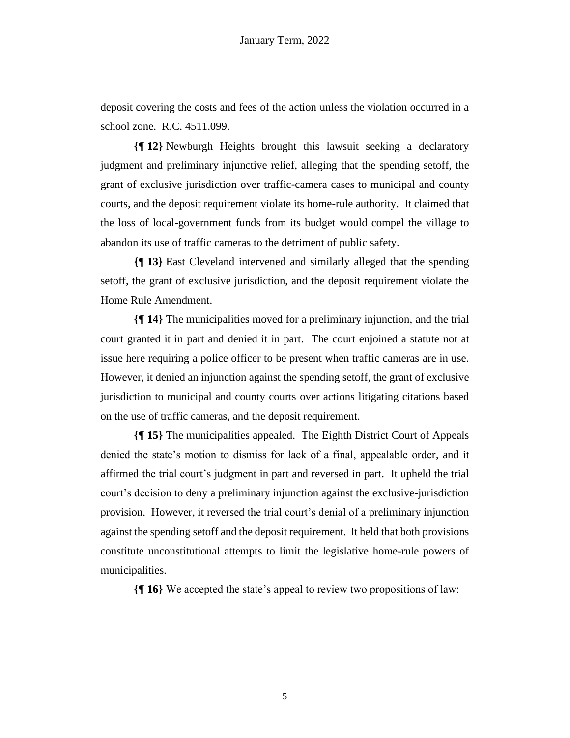deposit covering the costs and fees of the action unless the violation occurred in a school zone. R.C. 4511.099.

**{¶ 12}** Newburgh Heights brought this lawsuit seeking a declaratory judgment and preliminary injunctive relief, alleging that the spending setoff, the grant of exclusive jurisdiction over traffic-camera cases to municipal and county courts, and the deposit requirement violate its home-rule authority. It claimed that the loss of local-government funds from its budget would compel the village to abandon its use of traffic cameras to the detriment of public safety.

**{¶ 13}** East Cleveland intervened and similarly alleged that the spending setoff, the grant of exclusive jurisdiction, and the deposit requirement violate the Home Rule Amendment.

**{¶ 14}** The municipalities moved for a preliminary injunction, and the trial court granted it in part and denied it in part. The court enjoined a statute not at issue here requiring a police officer to be present when traffic cameras are in use. However, it denied an injunction against the spending setoff, the grant of exclusive jurisdiction to municipal and county courts over actions litigating citations based on the use of traffic cameras, and the deposit requirement.

**{¶ 15}** The municipalities appealed. The Eighth District Court of Appeals denied the state's motion to dismiss for lack of a final, appealable order, and it affirmed the trial court's judgment in part and reversed in part. It upheld the trial court's decision to deny a preliminary injunction against the exclusive-jurisdiction provision. However, it reversed the trial court's denial of a preliminary injunction against the spending setoff and the deposit requirement. It held that both provisions constitute unconstitutional attempts to limit the legislative home-rule powers of municipalities.

**{¶ 16}** We accepted the state's appeal to review two propositions of law: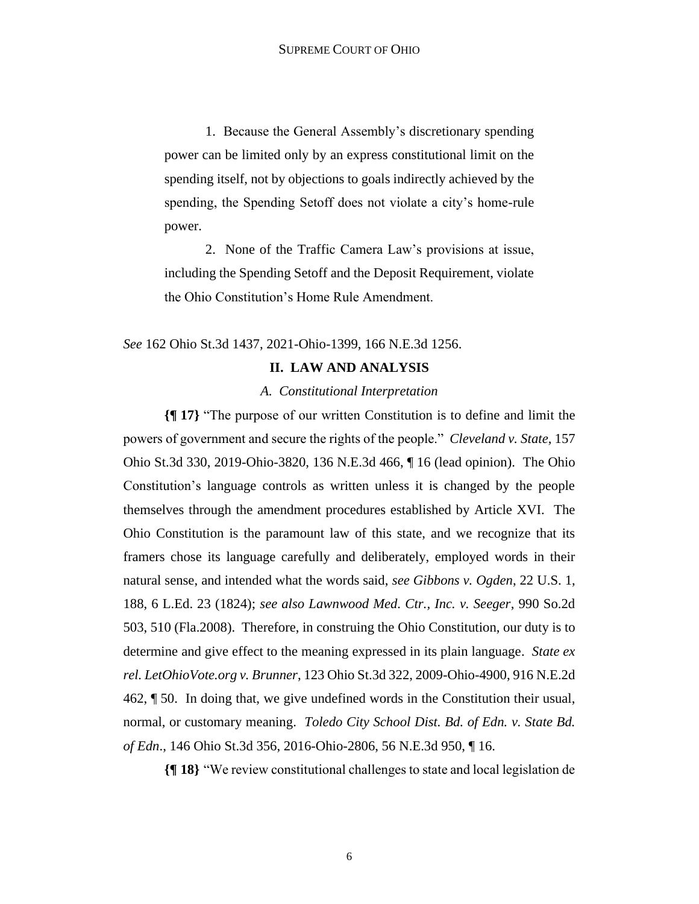> 1. Because the General Assembly's discretionary spending power can be limited only by an express constitutional limit on the spending itself, not by objections to goals indirectly achieved by the spending, the Spending Setoff does not violate a city's home-rule power.
>
> 2. None of the Traffic Camera Law's provisions at issue, including the Spending Setoff and the Deposit Requirement, violate the Ohio Constitution's Home Rule Amendment.

*See* 162 Ohio St.3d 1437, 2021-Ohio-1399, 166 N.E.3d 1256.

## II. LAW AND ANALYSIS

### *A. Constitutional Interpretation*

**{¶ 17}** "The purpose of our written Constitution is to define and limit the powers of government and secure the rights of the people." *Cleveland v. State*, 157 Ohio St.3d 330, 2019-Ohio-3820, 136 N.E.3d 466, ¶ 16 (lead opinion). The Ohio Constitution's language controls as written unless it is changed by the people themselves through the amendment procedures established by Article XVI. The Ohio Constitution is the paramount law of this state, and we recognize that its framers chose its language carefully and deliberately, employed words in their natural sense, and intended what the words said, *see Gibbons v. Ogden*, 22 U.S. 1, 188, 6 L.Ed. 23 (1824); *see also Lawnwood Med. Ctr., Inc. v. Seeger*, 990 So.2d 503, 510 (Fla.2008). Therefore, in construing the Ohio Constitution, our duty is to determine and give effect to the meaning expressed in its plain language. *State ex rel. LetOhioVote.org v. Brunner*, 123 Ohio St.3d 322, 2009-Ohio-4900, 916 N.E.2d 462, ¶ 50. In doing that, we give undefined words in the Constitution their usual, normal, or customary meaning. *Toledo City School Dist. Bd. of Edn. v. State Bd. of Edn*., 146 Ohio St.3d 356, 2016-Ohio-2806, 56 N.E.3d 950, ¶ 16.

**{¶ 18}** "We review constitutional challenges to state and local legislation de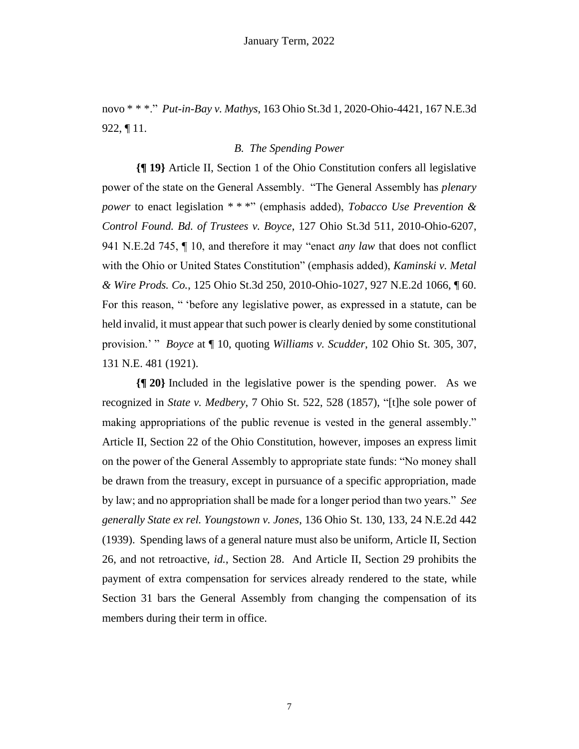novo * * *." *Put-in-Bay v. Mathys*, 163 Ohio St.3d 1, 2020-Ohio-4421, 167 N.E.3d 922, ¶ 11.

### *B. The Spending Power*

**{¶ 19}** Article II, Section 1 of the Ohio Constitution confers all legislative power of the state on the General Assembly. "The General Assembly has *plenary power* to enact legislation * * *" (emphasis added), *Tobacco Use Prevention & Control Found. Bd. of Trustees v. Boyce*, 127 Ohio St.3d 511, 2010-Ohio-6207, 941 N.E.2d 745, ¶ 10, and therefore it may "enact *any law* that does not conflict with the Ohio or United States Constitution" (emphasis added), *Kaminski v. Metal & Wire Prods. Co.*, 125 Ohio St.3d 250, 2010-Ohio-1027, 927 N.E.2d 1066, ¶ 60. For this reason, " 'before any legislative power, as expressed in a statute, can be held invalid, it must appear that such power is clearly denied by some constitutional provision.' " *Boyce* at ¶ 10, quoting *Williams v. Scudder*, 102 Ohio St. 305, 307, 131 N.E. 481 (1921).

**{¶ 20}** Included in the legislative power is the spending power. As we recognized in *State v. Medbery*, 7 Ohio St. 522, 528 (1857), "[t]he sole power of making appropriations of the public revenue is vested in the general assembly." Article II, Section 22 of the Ohio Constitution, however, imposes an express limit on the power of the General Assembly to appropriate state funds: "No money shall be drawn from the treasury, except in pursuance of a specific appropriation, made by law; and no appropriation shall be made for a longer period than two years." *See generally State ex rel. Youngstown v. Jones*, 136 Ohio St. 130, 133, 24 N.E.2d 442 (1939). Spending laws of a general nature must also be uniform, Article II, Section 26, and not retroactive, *id.*, Section 28. And Article II, Section 29 prohibits the payment of extra compensation for services already rendered to the state, while Section 31 bars the General Assembly from changing the compensation of its members during their term in office.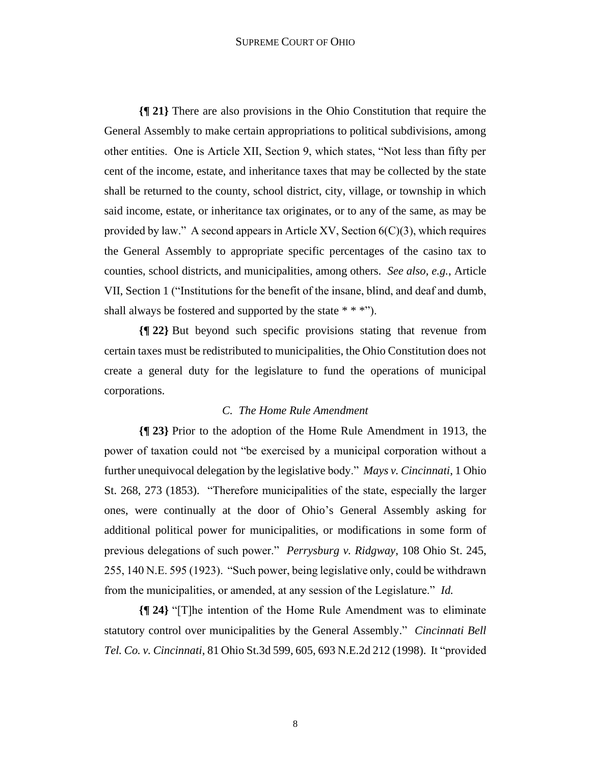**{¶ 21}** There are also provisions in the Ohio Constitution that require the General Assembly to make certain appropriations to political subdivisions, among other entities. One is Article XII, Section 9, which states, "Not less than fifty per cent of the income, estate, and inheritance taxes that may be collected by the state shall be returned to the county, school district, city, village, or township in which said income, estate, or inheritance tax originates, or to any of the same, as may be provided by law." A second appears in Article XV, Section 6(C)(3), which requires the General Assembly to appropriate specific percentages of the casino tax to counties, school districts, and municipalities, among others. *See also, e.g.*, Article VII, Section 1 ("Institutions for the benefit of the insane, blind, and deaf and dumb, shall always be fostered and supported by the state * * *").

**{¶ 22}** But beyond such specific provisions stating that revenue from certain taxes must be redistributed to municipalities, the Ohio Constitution does not create a general duty for the legislature to fund the operations of municipal corporations.

### *C. The Home Rule Amendment*

**{¶ 23}** Prior to the adoption of the Home Rule Amendment in 1913, the power of taxation could not "be exercised by a municipal corporation without a further unequivocal delegation by the legislative body." *Mays v. Cincinnati*, 1 Ohio St. 268, 273 (1853). "Therefore municipalities of the state, especially the larger ones, were continually at the door of Ohio's General Assembly asking for additional political power for municipalities, or modifications in some form of previous delegations of such power." *Perrysburg v. Ridgway*, 108 Ohio St. 245, 255, 140 N.E. 595 (1923). "Such power, being legislative only, could be withdrawn from the municipalities, or amended, at any session of the Legislature." *Id.*

**{¶ 24}** "[T]he intention of the Home Rule Amendment was to eliminate statutory control over municipalities by the General Assembly." *Cincinnati Bell Tel. Co. v. Cincinnati*, 81 Ohio St.3d 599, 605, 693 N.E.2d 212 (1998). It "provided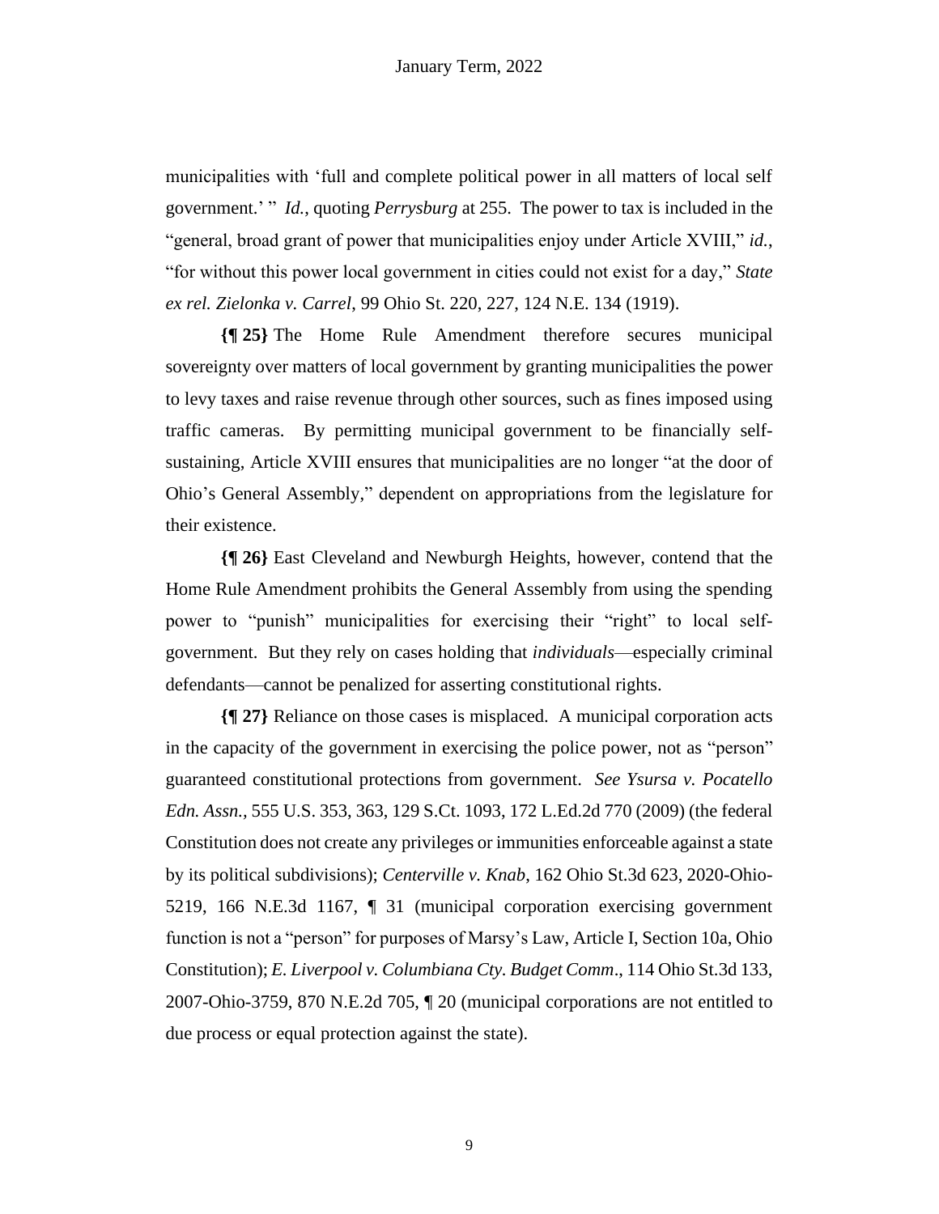municipalities with 'full and complete political power in all matters of local self government.' " *Id.*, quoting *Perrysburg* at 255. The power to tax is included in the "general, broad grant of power that municipalities enjoy under Article XVIII," *id.*, "for without this power local government in cities could not exist for a day," *State ex rel. Zielonka v. Carrel*, 99 Ohio St. 220, 227, 124 N.E. 134 (1919).

**{¶ 25}** The Home Rule Amendment therefore secures municipal sovereignty over matters of local government by granting municipalities the power to levy taxes and raise revenue through other sources, such as fines imposed using traffic cameras. By permitting municipal government to be financially self-sustaining, Article XVIII ensures that municipalities are no longer "at the door of Ohio's General Assembly," dependent on appropriations from the legislature for their existence.

**{¶ 26}** East Cleveland and Newburgh Heights, however, contend that the Home Rule Amendment prohibits the General Assembly from using the spending power to "punish" municipalities for exercising their "right" to local self-government. But they rely on cases holding that *individuals*—especially criminal defendants—cannot be penalized for asserting constitutional rights.

**{¶ 27}** Reliance on those cases is misplaced. A municipal corporation acts in the capacity of the government in exercising the police power, not as "person" guaranteed constitutional protections from government. *See Ysursa v. Pocatello Edn. Assn.*, 555 U.S. 353, 363, 129 S.Ct. 1093, 172 L.Ed.2d 770 (2009) (the federal Constitution does not create any privileges or immunities enforceable against a state by its political subdivisions); *Centerville v. Knab*, 162 Ohio St.3d 623, 2020-Ohio-5219, 166 N.E.3d 1167, ¶ 31 (municipal corporation exercising government function is not a "person" for purposes of Marsy's Law, Article I, Section 10a, Ohio Constitution); *E. Liverpool v. Columbiana Cty. Budget Comm*., 114 Ohio St.3d 133, 2007-Ohio-3759, 870 N.E.2d 705, ¶ 20 (municipal corporations are not entitled to due process or equal protection against the state).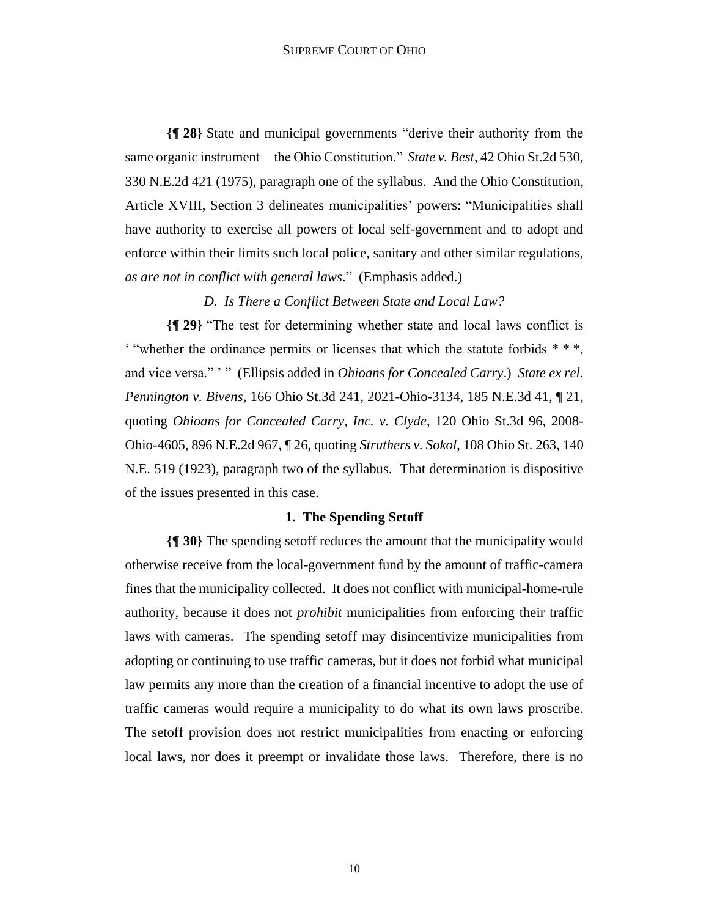**{¶ 28}** State and municipal governments "derive their authority from the same organic instrument—the Ohio Constitution." *State v. Best*, 42 Ohio St.2d 530, 330 N.E.2d 421 (1975), paragraph one of the syllabus. And the Ohio Constitution, Article XVIII, Section 3 delineates municipalities' powers: "Municipalities shall have authority to exercise all powers of local self-government and to adopt and enforce within their limits such local police, sanitary and other similar regulations, *as are not in conflict with general laws*." (Emphasis added.)

### *D. Is There a Conflict Between State and Local Law?*

**{¶ 29}** "The test for determining whether state and local laws conflict is ' "whether the ordinance permits or licenses that which the statute forbids * * *, and vice versa." ' " (Ellipsis added in *Ohioans for Concealed Carry*.) *State ex rel. Pennington v. Bivens*, 166 Ohio St.3d 241, 2021-Ohio-3134, 185 N.E.3d 41, ¶ 21, quoting *Ohioans for Concealed Carry, Inc. v. Clyde*, 120 Ohio St.3d 96, 2008-Ohio-4605, 896 N.E.2d 967, ¶ 26, quoting *Struthers v. Sokol*, 108 Ohio St. 263, 140 N.E. 519 (1923), paragraph two of the syllabus. That determination is dispositive of the issues presented in this case.

#### 1. The Spending Setoff

**{¶ 30}** The spending setoff reduces the amount that the municipality would otherwise receive from the local-government fund by the amount of traffic-camera fines that the municipality collected. It does not conflict with municipal-home-rule authority, because it does not *prohibit* municipalities from enforcing their traffic laws with cameras. The spending setoff may disincentivize municipalities from adopting or continuing to use traffic cameras, but it does not forbid what municipal law permits any more than the creation of a financial incentive to adopt the use of traffic cameras would require a municipality to do what its own laws proscribe. The setoff provision does not restrict municipalities from enacting or enforcing local laws, nor does it preempt or invalidate those laws. Therefore, there is no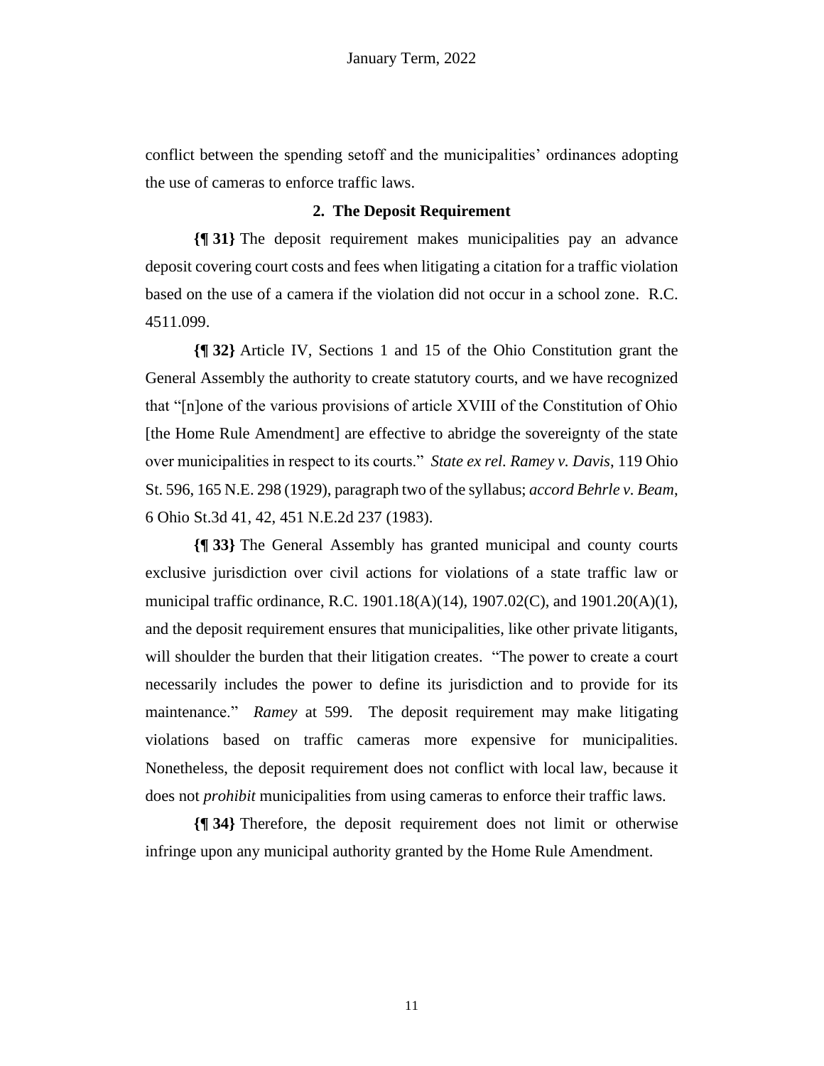conflict between the spending setoff and the municipalities' ordinances adopting the use of cameras to enforce traffic laws.

### 2. The Deposit Requirement

**{¶ 31}** The deposit requirement makes municipalities pay an advance deposit covering court costs and fees when litigating a citation for a traffic violation based on the use of a camera if the violation did not occur in a school zone. R.C. 4511.099.

**{¶ 32}** Article IV, Sections 1 and 15 of the Ohio Constitution grant the General Assembly the authority to create statutory courts, and we have recognized that "[n]one of the various provisions of article XVIII of the Constitution of Ohio [the Home Rule Amendment] are effective to abridge the sovereignty of the state over municipalities in respect to its courts." *State ex rel. Ramey v. Davis*, 119 Ohio St. 596, 165 N.E. 298 (1929), paragraph two of the syllabus; *accord Behrle v. Beam*, 6 Ohio St.3d 41, 42, 451 N.E.2d 237 (1983).

**{¶ 33}** The General Assembly has granted municipal and county courts exclusive jurisdiction over civil actions for violations of a state traffic law or municipal traffic ordinance, R.C. 1901.18(A)(14), 1907.02(C), and 1901.20(A)(1), and the deposit requirement ensures that municipalities, like other private litigants, will shoulder the burden that their litigation creates. "The power to create a court necessarily includes the power to define its jurisdiction and to provide for its maintenance." *Ramey* at 599. The deposit requirement may make litigating violations based on traffic cameras more expensive for municipalities. Nonetheless, the deposit requirement does not conflict with local law, because it does not *prohibit* municipalities from using cameras to enforce their traffic laws.

**{¶ 34}** Therefore, the deposit requirement does not limit or otherwise infringe upon any municipal authority granted by the Home Rule Amendment.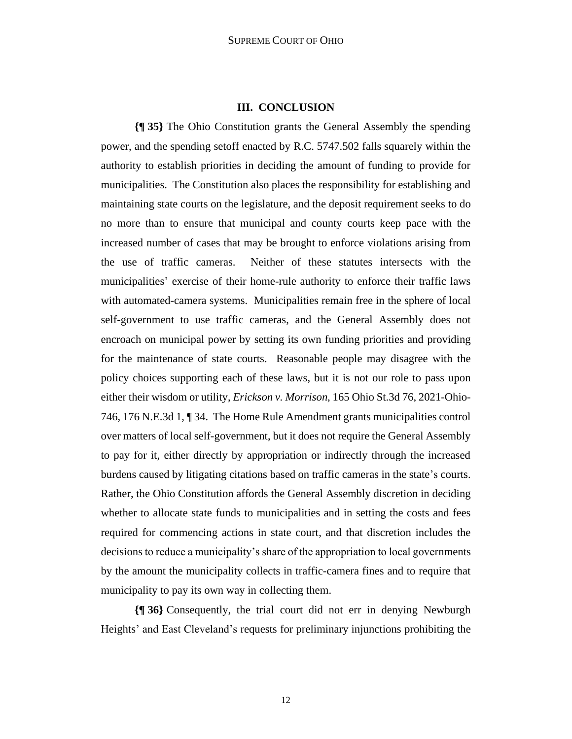## III. CONCLUSION

**{¶ 35}** The Ohio Constitution grants the General Assembly the spending power, and the spending setoff enacted by R.C. 5747.502 falls squarely within the authority to establish priorities in deciding the amount of funding to provide for municipalities. The Constitution also places the responsibility for establishing and maintaining state courts on the legislature, and the deposit requirement seeks to do no more than to ensure that municipal and county courts keep pace with the increased number of cases that may be brought to enforce violations arising from the use of traffic cameras. Neither of these statutes intersects with the municipalities' exercise of their home-rule authority to enforce their traffic laws with automated-camera systems. Municipalities remain free in the sphere of local self-government to use traffic cameras, and the General Assembly does not encroach on municipal power by setting its own funding priorities and providing for the maintenance of state courts. Reasonable people may disagree with the policy choices supporting each of these laws, but it is not our role to pass upon either their wisdom or utility, *Erickson v. Morrison*, 165 Ohio St.3d 76, 2021-Ohio-746, 176 N.E.3d 1, ¶ 34. The Home Rule Amendment grants municipalities control over matters of local self-government, but it does not require the General Assembly to pay for it, either directly by appropriation or indirectly through the increased burdens caused by litigating citations based on traffic cameras in the state's courts. Rather, the Ohio Constitution affords the General Assembly discretion in deciding whether to allocate state funds to municipalities and in setting the costs and fees required for commencing actions in state court, and that discretion includes the decisions to reduce a municipality's share of the appropriation to local governments by the amount the municipality collects in traffic-camera fines and to require that municipality to pay its own way in collecting them.

**{¶ 36}** Consequently, the trial court did not err in denying Newburgh Heights' and East Cleveland's requests for preliminary injunctions prohibiting the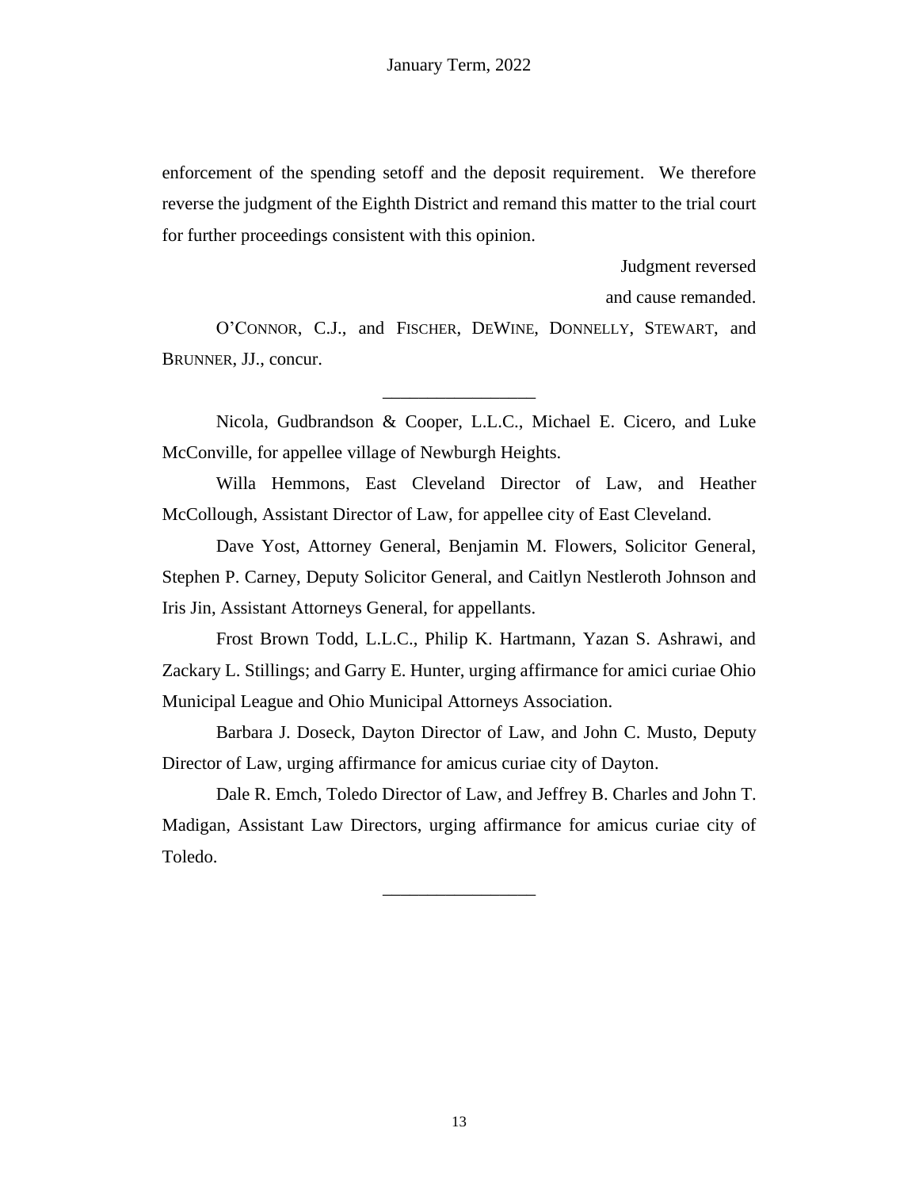enforcement of the spending setoff and the deposit requirement. We therefore reverse the judgment of the Eighth District and remand this matter to the trial court for further proceedings consistent with this opinion.

Judgment reversed
and cause remanded.

O'CONNOR, C.J., and FISCHER, DEWINE, DONNELLY, STEWART, and BRUNNER, JJ., concur.

---

Nicola, Gudbrandson & Cooper, L.L.C., Michael E. Cicero, and Luke McConville, for appellee village of Newburgh Heights.

Willa Hemmons, East Cleveland Director of Law, and Heather McCollough, Assistant Director of Law, for appellee city of East Cleveland.

Dave Yost, Attorney General, Benjamin M. Flowers, Solicitor General, Stephen P. Carney, Deputy Solicitor General, and Caitlyn Nestleroth Johnson and Iris Jin, Assistant Attorneys General, for appellants.

Frost Brown Todd, L.L.C., Philip K. Hartmann, Yazan S. Ashrawi, and Zackary L. Stillings; and Garry E. Hunter, urging affirmance for amici curiae Ohio Municipal League and Ohio Municipal Attorneys Association.

Barbara J. Doseck, Dayton Director of Law, and John C. Musto, Deputy Director of Law, urging affirmance for amicus curiae city of Dayton.

Dale R. Emch, Toledo Director of Law, and Jeffrey B. Charles and John T. Madigan, Assistant Law Directors, urging affirmance for amicus curiae city of Toledo.

---